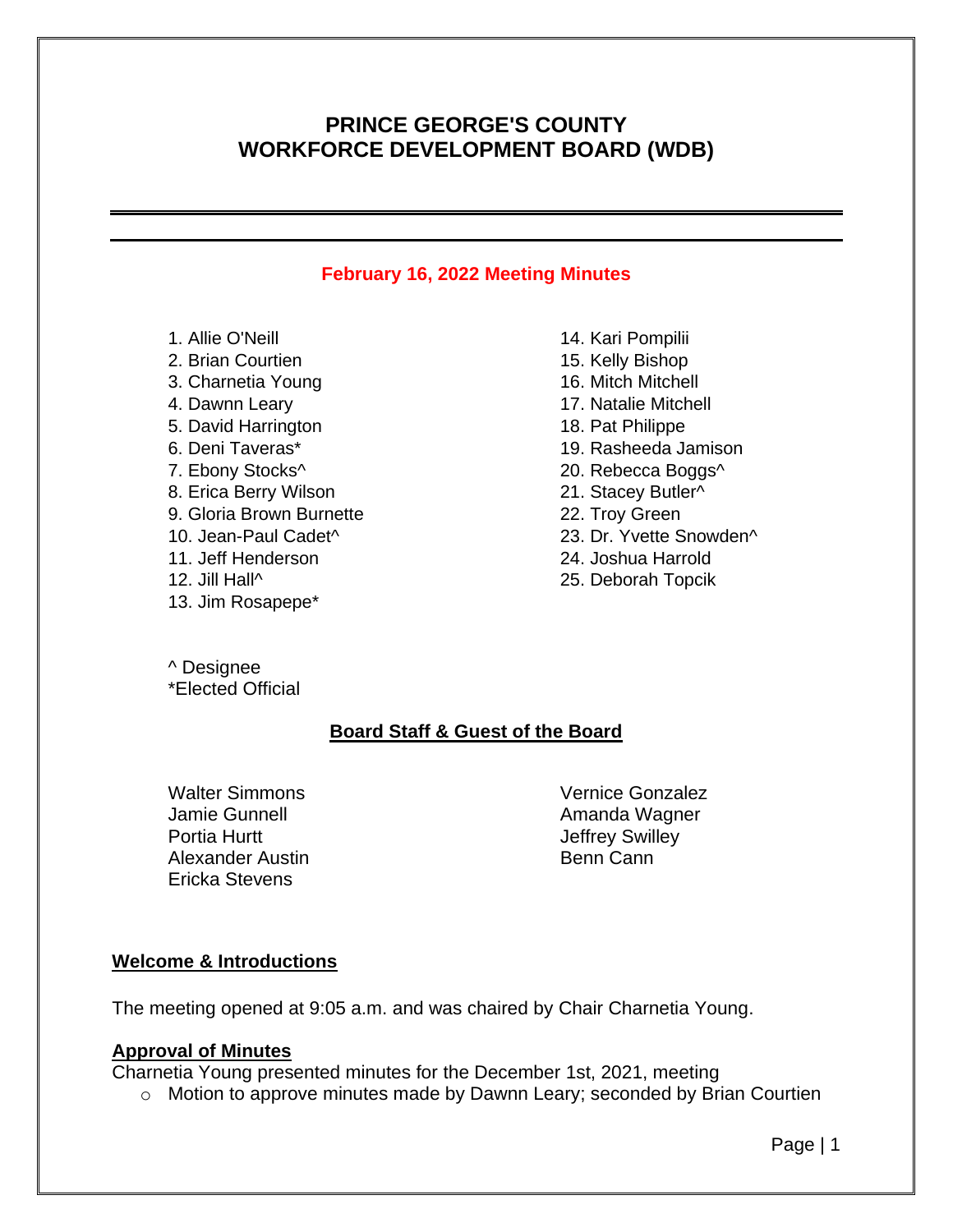# PRINCE GEORGE'S COUNTY WORKFORCE DEVELOPMENT BOARD (WDB)

## February 16, 2022 Meeting Minutes

1. Allie O'Neill
2. Brian Courtien
3. Charnetia Young
4. Dawnn Leary
5. David Harrington
6. Deni Taveras*
7. Ebony Stocks^
8. Erica Berry Wilson
9. Gloria Brown Burnette
10. Jean-Paul Cadet^
11. Jeff Henderson
12. Jill Hall^
13. Jim Rosapepe*
14. Kari Pompilii
15. Kelly Bishop
16. Mitch Mitchell
17. Natalie Mitchell
18. Pat Philippe
19. Rasheeda Jamison
20. Rebecca Boggs^
21. Stacey Butler^
22. Troy Green
23. Dr. Yvette Snowden^
24. Joshua Harrold
25. Deborah Topcik

^ Designee
*Elected Official

### Board Staff & Guest of the Board

Walter Simmons
Jamie Gunnell
Portia Hurtt
Alexander Austin
Ericka Stevens
Vernice Gonzalez
Amanda Wagner
Jeffrey Swilley
Benn Cann

### Welcome & Introductions

The meeting opened at 9:05 a.m. and was chaired by Chair Charnetia Young.

### Approval of Minutes

Charnetia Young presented minutes for the December 1st, 2021, meeting

- Motion to approve minutes made by Dawnn Leary; seconded by Brian Courtien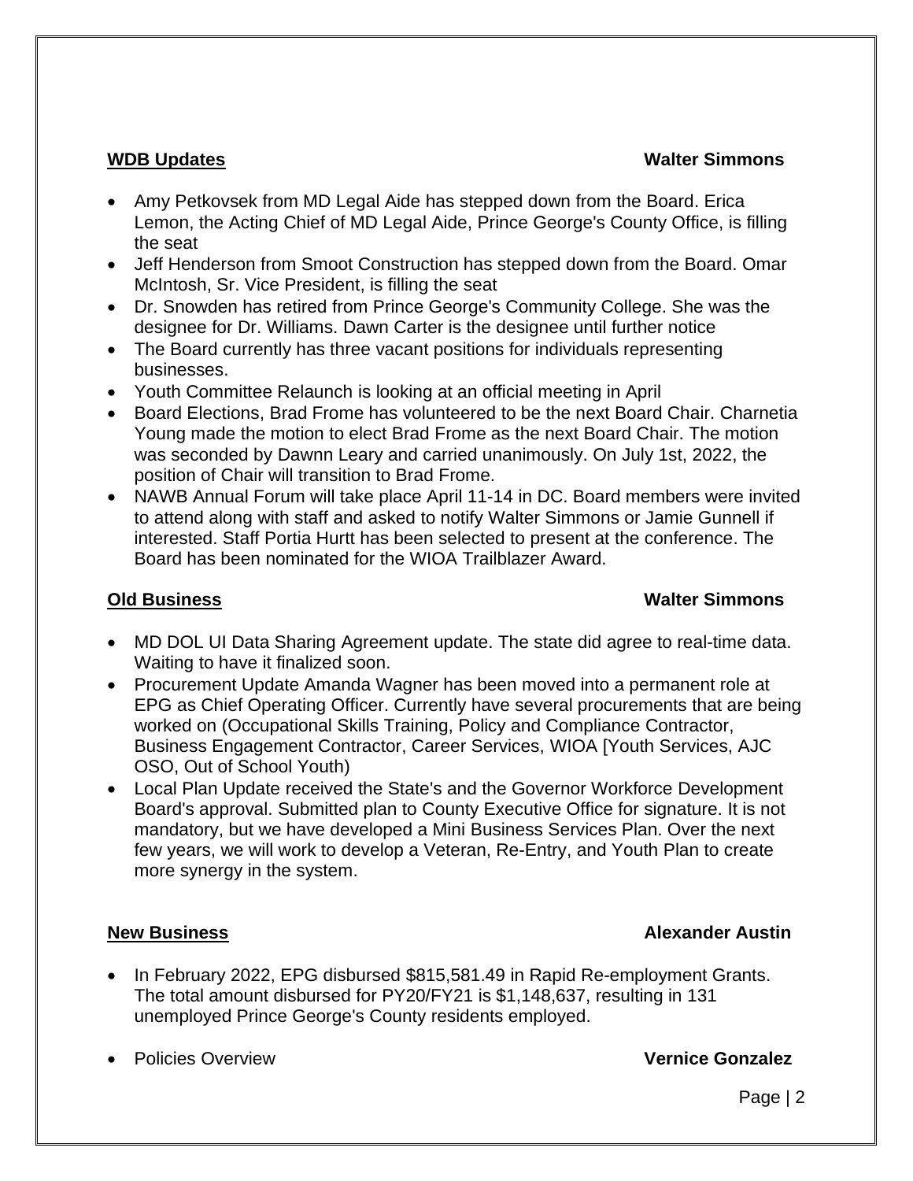**WDB Updates** **Walter Simmons**

- Amy Petkovsek from MD Legal Aide has stepped down from the Board. Erica Lemon, the Acting Chief of MD Legal Aide, Prince George's County Office, is filling the seat
- Jeff Henderson from Smoot Construction has stepped down from the Board. Omar McIntosh, Sr. Vice President, is filling the seat
- Dr. Snowden has retired from Prince George's Community College. She was the designee for Dr. Williams. Dawn Carter is the designee until further notice
- The Board currently has three vacant positions for individuals representing businesses.
- Youth Committee Relaunch is looking at an official meeting in April
- Board Elections, Brad Frome has volunteered to be the next Board Chair. Charnetia Young made the motion to elect Brad Frome as the next Board Chair. The motion was seconded by Dawnn Leary and carried unanimously. On July 1st, 2022, the position of Chair will transition to Brad Frome.
- NAWB Annual Forum will take place April 11-14 in DC. Board members were invited to attend along with staff and asked to notify Walter Simmons or Jamie Gunnell if interested. Staff Portia Hurtt has been selected to present at the conference. The Board has been nominated for the WIOA Trailblazer Award.

**Old Business** **Walter Simmons**

- MD DOL UI Data Sharing Agreement update. The state did agree to real-time data. Waiting to have it finalized soon.
- Procurement Update Amanda Wagner has been moved into a permanent role at EPG as Chief Operating Officer. Currently have several procurements that are being worked on (Occupational Skills Training, Policy and Compliance Contractor, Business Engagement Contractor, Career Services, WIOA [Youth Services, AJC OSO, Out of School Youth)
- Local Plan Update received the State's and the Governor Workforce Development Board's approval. Submitted plan to County Executive Office for signature. It is not mandatory, but we have developed a Mini Business Services Plan. Over the next few years, we will work to develop a Veteran, Re-Entry, and Youth Plan to create more synergy in the system.

**New Business** **Alexander Austin**

- In February 2022, EPG disbursed $815,581.49 in Rapid Re-employment Grants. The total amount disbursed for PY20/FY21 is $1,148,637, resulting in 131 unemployed Prince George's County residents employed.

- Policies Overview **Vernice Gonzalez**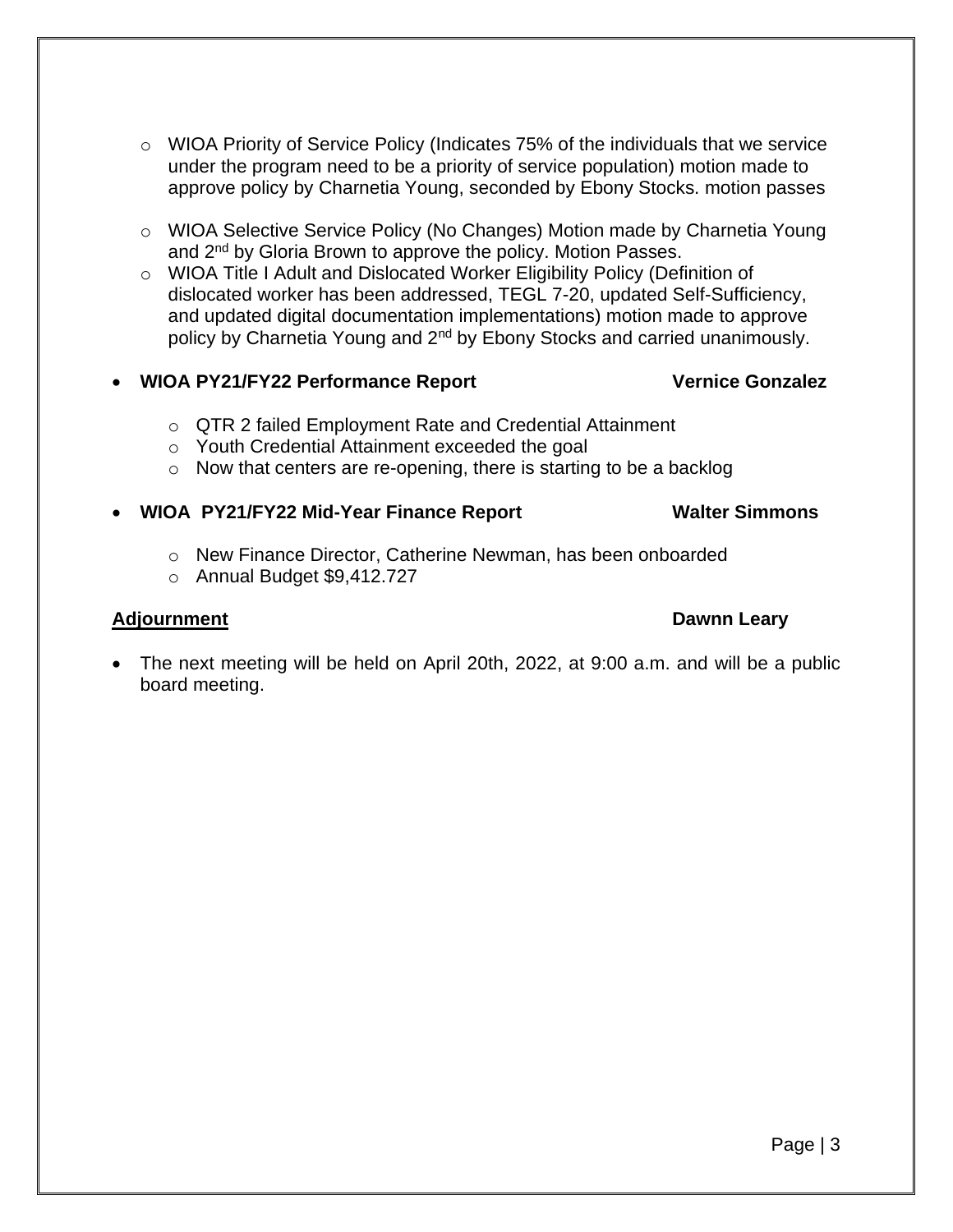- WIOA Priority of Service Policy (Indicates 75% of the individuals that we service under the program need to be a priority of service population) motion made to approve policy by Charnetia Young, seconded by Ebony Stocks. motion passes
- WIOA Selective Service Policy (No Changes) Motion made by Charnetia Young and 2nd by Gloria Brown to approve the policy. Motion Passes.
- WIOA Title I Adult and Dislocated Worker Eligibility Policy (Definition of dislocated worker has been addressed, TEGL 7-20, updated Self-Sufficiency, and updated digital documentation implementations) motion made to approve policy by Charnetia Young and 2nd by Ebony Stocks and carried unanimously.

- **WIOA PY21/FY22 Performance Report** — **Vernice Gonzalez**
  - QTR 2 failed Employment Rate and Credential Attainment
  - Youth Credential Attainment exceeded the goal
  - Now that centers are re-opening, there is starting to be a backlog

- **WIOA PY21/FY22 Mid-Year Finance Report** — **Walter Simmons**
  - New Finance Director, Catherine Newman, has been onboarded
  - Annual Budget $9,412.727

**<u>Adjournment</u>** — **Dawnn Leary**

- The next meeting will be held on April 20th, 2022, at 9:00 a.m. and will be a public board meeting.